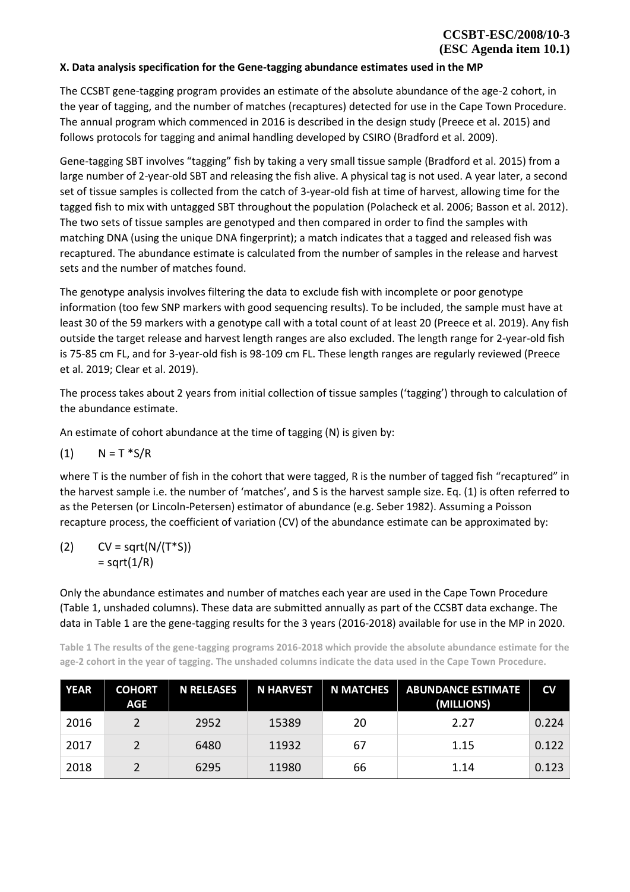**X. Data analysis specification for the Gene-tagging abundance estimates used in the MP**

The CCSBT gene-tagging program provides an estimate of the absolute abundance of the age-2 cohort, in the year of tagging, and the number of matches (recaptures) detected for use in the Cape Town Procedure. The annual program which commenced in 2016 is described in the design study (Preece et al. 2015) and follows protocols for tagging and animal handling developed by CSIRO (Bradford et al. 2009).

Gene-tagging SBT involves "tagging" fish by taking a very small tissue sample (Bradford et al. 2015) from a large number of 2-year-old SBT and releasing the fish alive. A physical tag is not used. A year later, a second set of tissue samples is collected from the catch of 3-year-old fish at time of harvest, allowing time for the tagged fish to mix with untagged SBT throughout the population (Polacheck et al. 2006; Basson et al. 2012). The two sets of tissue samples are genotyped and then compared in order to find the samples with matching DNA (using the unique DNA fingerprint); a match indicates that a tagged and released fish was recaptured. The abundance estimate is calculated from the number of samples in the release and harvest sets and the number of matches found.

The genotype analysis involves filtering the data to exclude fish with incomplete or poor genotype information (too few SNP markers with good sequencing results). To be included, the sample must have at least 30 of the 59 markers with a genotype call with a total count of at least 20 (Preece et al. 2019). Any fish outside the target release and harvest length ranges are also excluded. The length range for 2-year-old fish is 75-85 cm FL, and for 3-year-old fish is 98-109 cm FL. These length ranges are regularly reviewed (Preece et al. 2019; Clear et al. 2019).

The process takes about 2 years from initial collection of tissue samples ('tagging') through to calculation of the abundance estimate.

An estimate of cohort abundance at the time of tagging (N) is given by:

$$(1) \quad N = T * S/R$$

where T is the number of fish in the cohort that were tagged, R is the number of tagged fish "recaptured" in the harvest sample i.e. the number of 'matches', and S is the harvest sample size. Eq. (1) is often referred to as the Petersen (or Lincoln-Petersen) estimator of abundance (e.g. Seber 1982). Assuming a Poisson recapture process, the coefficient of variation (CV) of the abundance estimate can be approximated by:

$$(2) \quad CV = \text{sqrt}(N/(T*S)) = \text{sqrt}(1/R)$$

Only the abundance estimates and number of matches each year are used in the Cape Town Procedure (Table 1, unshaded columns). These data are submitted annually as part of the CCSBT data exchange. The data in Table 1 are the gene-tagging results for the 3 years (2016-2018) available for use in the MP in 2020.

Table 1 The results of the gene-tagging programs 2016-2018 which provide the absolute abundance estimate for the age-2 cohort in the year of tagging. The unshaded columns indicate the data used in the Cape Town Procedure.

| YEAR | COHORT AGE | N RELEASES | N HARVEST | N MATCHES | ABUNDANCE ESTIMATE (MILLIONS) | CV |
|---|---|---|---|---|---|---|
| 2016 | 2 | 2952 | 15389 | 20 | 2.27 | 0.224 |
| 2017 | 2 | 6480 | 11932 | 67 | 1.15 | 0.122 |
| 2018 | 2 | 6295 | 11980 | 66 | 1.14 | 0.123 |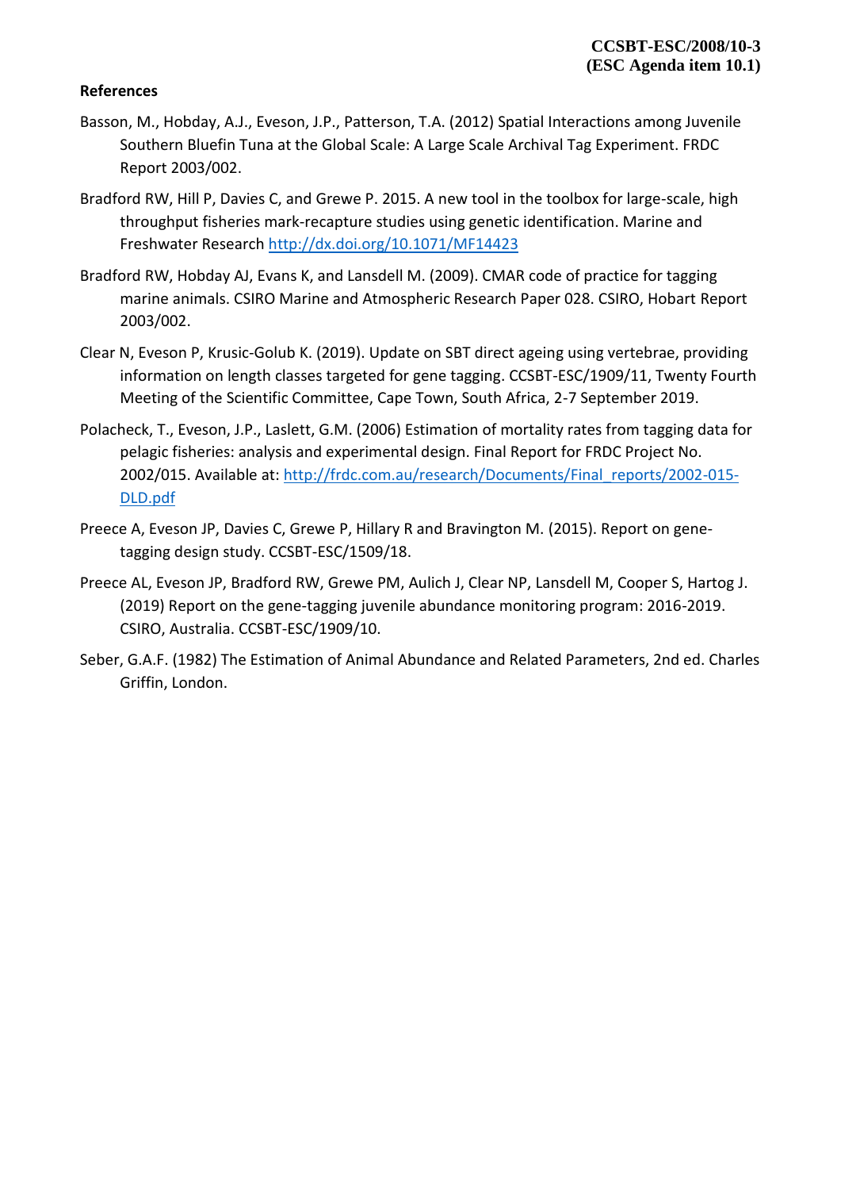**References**

Basson, M., Hobday, A.J., Eveson, J.P., Patterson, T.A. (2012) Spatial Interactions among Juvenile Southern Bluefin Tuna at the Global Scale: A Large Scale Archival Tag Experiment. FRDC Report 2003/002.

Bradford RW, Hill P, Davies C, and Grewe P. 2015. A new tool in the toolbox for large-scale, high throughput fisheries mark-recapture studies using genetic identification. Marine and Freshwater Research http://dx.doi.org/10.1071/MF14423

Bradford RW, Hobday AJ, Evans K, and Lansdell M. (2009). CMAR code of practice for tagging marine animals. CSIRO Marine and Atmospheric Research Paper 028. CSIRO, Hobart Report 2003/002.

Clear N, Eveson P, Krusic-Golub K. (2019). Update on SBT direct ageing using vertebrae, providing information on length classes targeted for gene tagging. CCSBT-ESC/1909/11, Twenty Fourth Meeting of the Scientific Committee, Cape Town, South Africa, 2-7 September 2019.

Polacheck, T., Eveson, J.P., Laslett, G.M. (2006) Estimation of mortality rates from tagging data for pelagic fisheries: analysis and experimental design. Final Report for FRDC Project No. 2002/015. Available at: http://frdc.com.au/research/Documents/Final_reports/2002-015-DLD.pdf

Preece A, Eveson JP, Davies C, Grewe P, Hillary R and Bravington M. (2015). Report on gene-tagging design study. CCSBT-ESC/1509/18.

Preece AL, Eveson JP, Bradford RW, Grewe PM, Aulich J, Clear NP, Lansdell M, Cooper S, Hartog J. (2019) Report on the gene-tagging juvenile abundance monitoring program: 2016-2019. CSIRO, Australia. CCSBT-ESC/1909/10.

Seber, G.A.F. (1982) The Estimation of Animal Abundance and Related Parameters, 2nd ed. Charles Griffin, London.